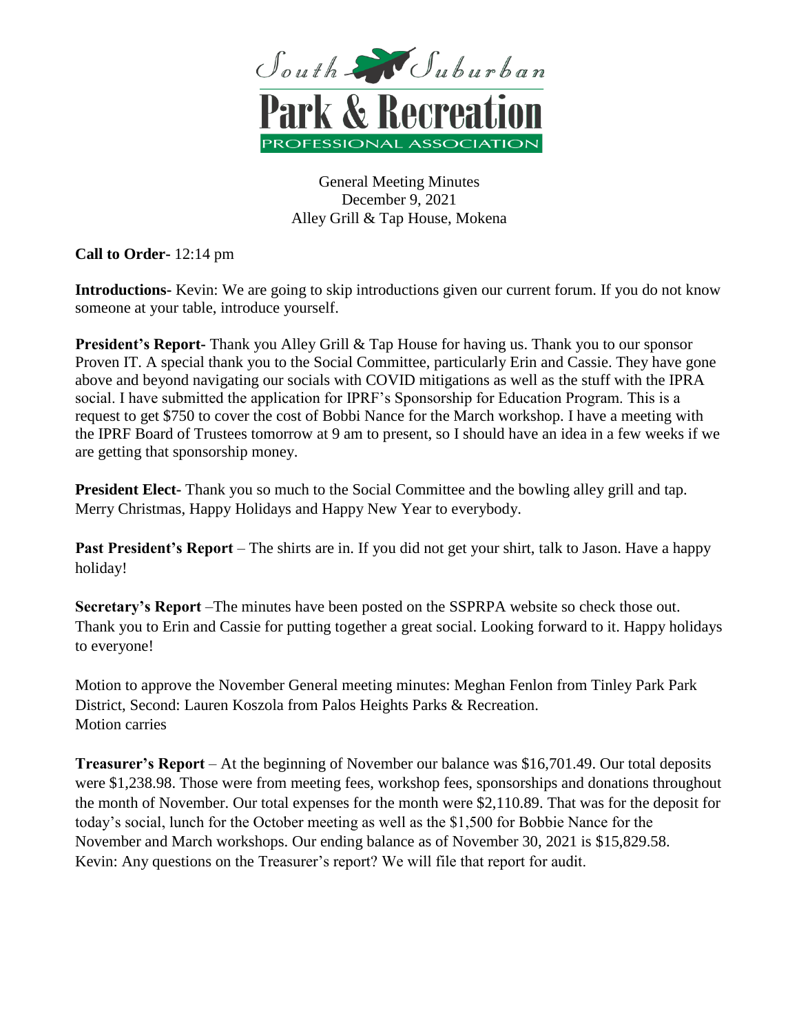South Suburban

# Park & Recreation

PROFESSIONAL ASSOCIATION

General Meeting Minutes
December 9, 2021
Alley Grill & Tap House, Mokena

**Call to Order-** 12:14 pm

**Introductions-** Kevin: We are going to skip introductions given our current forum. If you do not know someone at your table, introduce yourself.

**President's Report-** Thank you Alley Grill & Tap House for having us. Thank you to our sponsor Proven IT. A special thank you to the Social Committee, particularly Erin and Cassie. They have gone above and beyond navigating our socials with COVID mitigations as well as the stuff with the IPRA social. I have submitted the application for IPRF's Sponsorship for Education Program. This is a request to get $750 to cover the cost of Bobbi Nance for the March workshop. I have a meeting with the IPRF Board of Trustees tomorrow at 9 am to present, so I should have an idea in a few weeks if we are getting that sponsorship money.

**President Elect-** Thank you so much to the Social Committee and the bowling alley grill and tap. Merry Christmas, Happy Holidays and Happy New Year to everybody.

**Past President's Report** – The shirts are in. If you did not get your shirt, talk to Jason. Have a happy holiday!

**Secretary's Report** –The minutes have been posted on the SSPRPA website so check those out. Thank you to Erin and Cassie for putting together a great social. Looking forward to it. Happy holidays to everyone!

Motion to approve the November General meeting minutes: Meghan Fenlon from Tinley Park Park District, Second: Lauren Koszola from Palos Heights Parks & Recreation.
Motion carries

**Treasurer's Report** – At the beginning of November our balance was $16,701.49. Our total deposits were $1,238.98. Those were from meeting fees, workshop fees, sponsorships and donations throughout the month of November. Our total expenses for the month were $2,110.89. That was for the deposit for today's social, lunch for the October meeting as well as the $1,500 for Bobbie Nance for the November and March workshops. Our ending balance as of November 30, 2021 is $15,829.58.
Kevin: Any questions on the Treasurer's report? We will file that report for audit.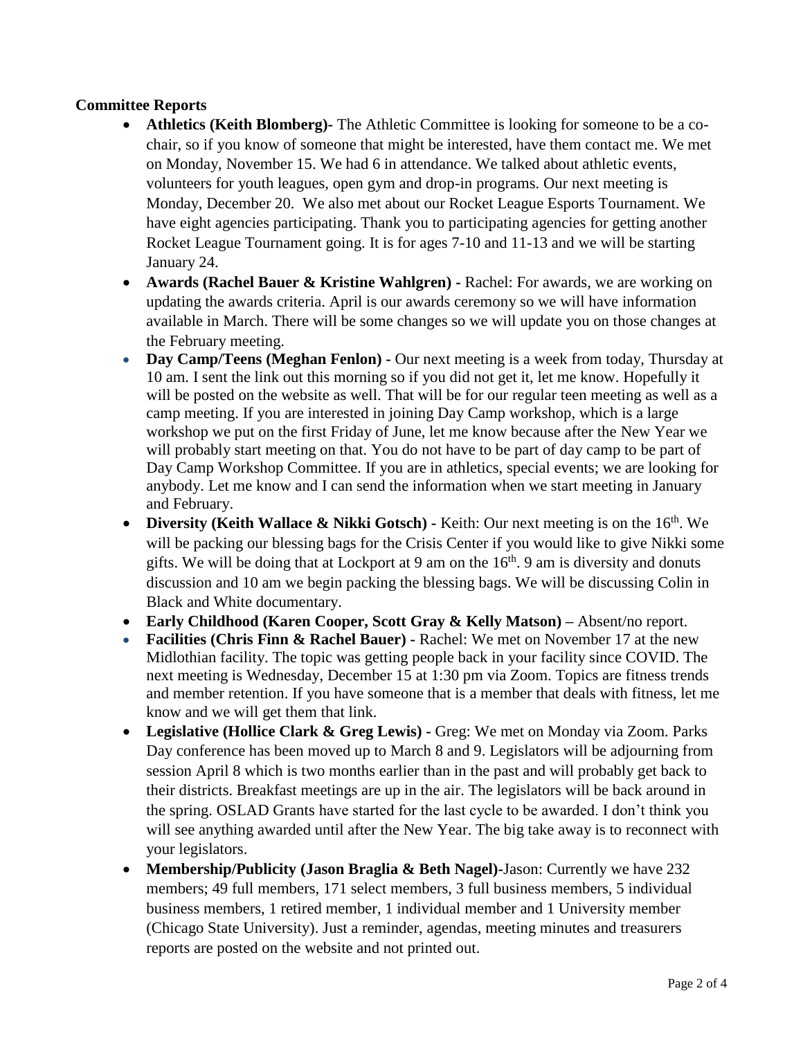**Committee Reports**

- **Athletics (Keith Blomberg)-** The Athletic Committee is looking for someone to be a co-chair, so if you know of someone that might be interested, have them contact me. We met on Monday, November 15. We had 6 in attendance. We talked about athletic events, volunteers for youth leagues, open gym and drop-in programs. Our next meeting is Monday, December 20. We also met about our Rocket League Esports Tournament. We have eight agencies participating. Thank you to participating agencies for getting another Rocket League Tournament going. It is for ages 7-10 and 11-13 and we will be starting January 24.
- **Awards (Rachel Bauer & Kristine Wahlgren) -** Rachel: For awards, we are working on updating the awards criteria. April is our awards ceremony so we will have information available in March. There will be some changes so we will update you on those changes at the February meeting.
- **Day Camp/Teens (Meghan Fenlon) -** Our next meeting is a week from today, Thursday at 10 am. I sent the link out this morning so if you did not get it, let me know. Hopefully it will be posted on the website as well. That will be for our regular teen meeting as well as a camp meeting. If you are interested in joining Day Camp workshop, which is a large workshop we put on the first Friday of June, let me know because after the New Year we will probably start meeting on that. You do not have to be part of day camp to be part of Day Camp Workshop Committee. If you are in athletics, special events; we are looking for anybody. Let me know and I can send the information when we start meeting in January and February.
- **Diversity (Keith Wallace & Nikki Gotsch) -** Keith: Our next meeting is on the 16th. We will be packing our blessing bags for the Crisis Center if you would like to give Nikki some gifts. We will be doing that at Lockport at 9 am on the 16th. 9 am is diversity and donuts discussion and 10 am we begin packing the blessing bags. We will be discussing Colin in Black and White documentary.
- **Early Childhood (Karen Cooper, Scott Gray & Kelly Matson) –** Absent/no report.
- **Facilities (Chris Finn & Rachel Bauer) -** Rachel: We met on November 17 at the new Midlothian facility. The topic was getting people back in your facility since COVID. The next meeting is Wednesday, December 15 at 1:30 pm via Zoom. Topics are fitness trends and member retention. If you have someone that is a member that deals with fitness, let me know and we will get them that link.
- **Legislative (Hollice Clark & Greg Lewis) -** Greg: We met on Monday via Zoom. Parks Day conference has been moved up to March 8 and 9. Legislators will be adjourning from session April 8 which is two months earlier than in the past and will probably get back to their districts. Breakfast meetings are up in the air. The legislators will be back around in the spring. OSLAD Grants have started for the last cycle to be awarded. I don't think you will see anything awarded until after the New Year. The big take away is to reconnect with your legislators.
- **Membership/Publicity (Jason Braglia & Beth Nagel)-**Jason: Currently we have 232 members; 49 full members, 171 select members, 3 full business members, 5 individual business members, 1 retired member, 1 individual member and 1 University member (Chicago State University). Just a reminder, agendas, meeting minutes and treasurers reports are posted on the website and not printed out.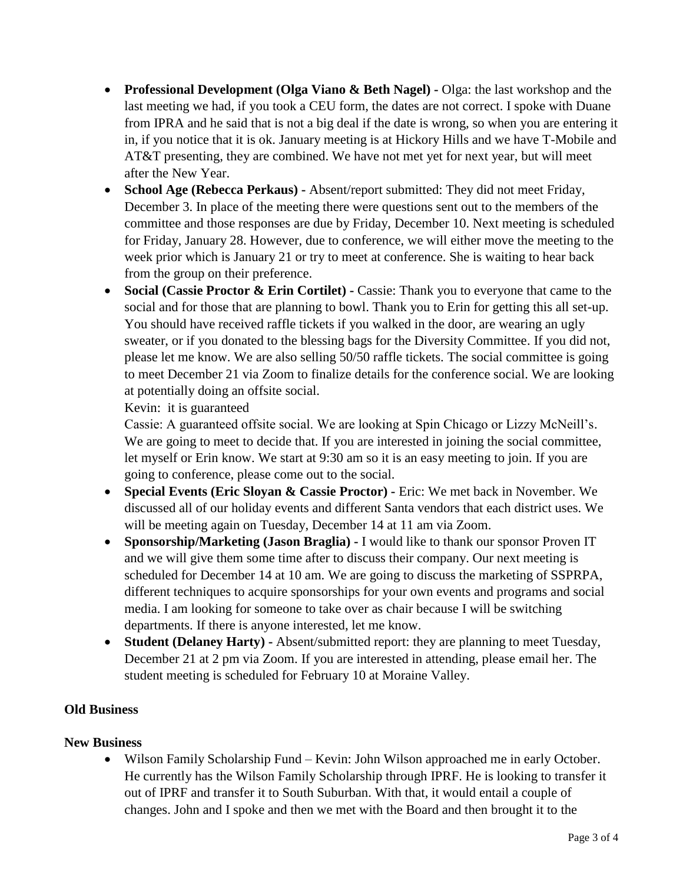- **Professional Development (Olga Viano & Beth Nagel) -** Olga: the last workshop and the last meeting we had, if you took a CEU form, the dates are not correct. I spoke with Duane from IPRA and he said that is not a big deal if the date is wrong, so when you are entering it in, if you notice that it is ok. January meeting is at Hickory Hills and we have T-Mobile and AT&T presenting, they are combined. We have not met yet for next year, but will meet after the New Year.
- **School Age (Rebecca Perkaus) -** Absent/report submitted: They did not meet Friday, December 3. In place of the meeting there were questions sent out to the members of the committee and those responses are due by Friday, December 10. Next meeting is scheduled for Friday, January 28. However, due to conference, we will either move the meeting to the week prior which is January 21 or try to meet at conference. She is waiting to hear back from the group on their preference.
- **Social (Cassie Proctor & Erin Cortilet) -** Cassie: Thank you to everyone that came to the social and for those that are planning to bowl. Thank you to Erin for getting this all set-up. You should have received raffle tickets if you walked in the door, are wearing an ugly sweater, or if you donated to the blessing bags for the Diversity Committee. If you did not, please let me know. We are also selling 50/50 raffle tickets. The social committee is going to meet December 21 via Zoom to finalize details for the conference social. We are looking at potentially doing an offsite social.

  Kevin: it is guaranteed

  Cassie: A guaranteed offsite social. We are looking at Spin Chicago or Lizzy McNeill's. We are going to meet to decide that. If you are interested in joining the social committee, let myself or Erin know. We start at 9:30 am so it is an easy meeting to join. If you are going to conference, please come out to the social.
- **Special Events (Eric Sloyan & Cassie Proctor) -** Eric: We met back in November. We discussed all of our holiday events and different Santa vendors that each district uses. We will be meeting again on Tuesday, December 14 at 11 am via Zoom.
- **Sponsorship/Marketing (Jason Braglia) -** I would like to thank our sponsor Proven IT and we will give them some time after to discuss their company. Our next meeting is scheduled for December 14 at 10 am. We are going to discuss the marketing of SSPRPA, different techniques to acquire sponsorships for your own events and programs and social media. I am looking for someone to take over as chair because I will be switching departments. If there is anyone interested, let me know.
- **Student (Delaney Harty) -** Absent/submitted report: they are planning to meet Tuesday, December 21 at 2 pm via Zoom. If you are interested in attending, please email her. The student meeting is scheduled for February 10 at Moraine Valley.

**Old Business**

**New Business**

- Wilson Family Scholarship Fund – Kevin: John Wilson approached me in early October. He currently has the Wilson Family Scholarship through IPRF. He is looking to transfer it out of IPRF and transfer it to South Suburban. With that, it would entail a couple of changes. John and I spoke and then we met with the Board and then brought it to the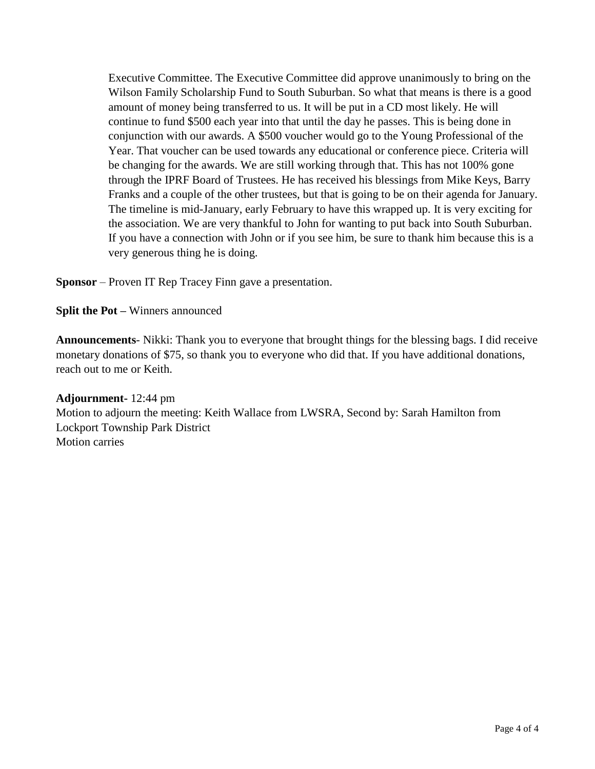Executive Committee. The Executive Committee did approve unanimously to bring on the Wilson Family Scholarship Fund to South Suburban. So what that means is there is a good amount of money being transferred to us. It will be put in a CD most likely. He will continue to fund $500 each year into that until the day he passes. This is being done in conjunction with our awards. A $500 voucher would go to the Young Professional of the Year. That voucher can be used towards any educational or conference piece. Criteria will be changing for the awards. We are still working through that. This has not 100% gone through the IPRF Board of Trustees. He has received his blessings from Mike Keys, Barry Franks and a couple of the other trustees, but that is going to be on their agenda for January. The timeline is mid-January, early February to have this wrapped up. It is very exciting for the association. We are very thankful to John for wanting to put back into South Suburban. If you have a connection with John or if you see him, be sure to thank him because this is a very generous thing he is doing.

**Sponsor** – Proven IT Rep Tracey Finn gave a presentation.

**Split the Pot –** Winners announced

**Announcements**- Nikki: Thank you to everyone that brought things for the blessing bags. I did receive monetary donations of $75, so thank you to everyone who did that. If you have additional donations, reach out to me or Keith.

**Adjournment-** 12:44 pm
Motion to adjourn the meeting: Keith Wallace from LWSRA, Second by: Sarah Hamilton from Lockport Township Park District
Motion carries